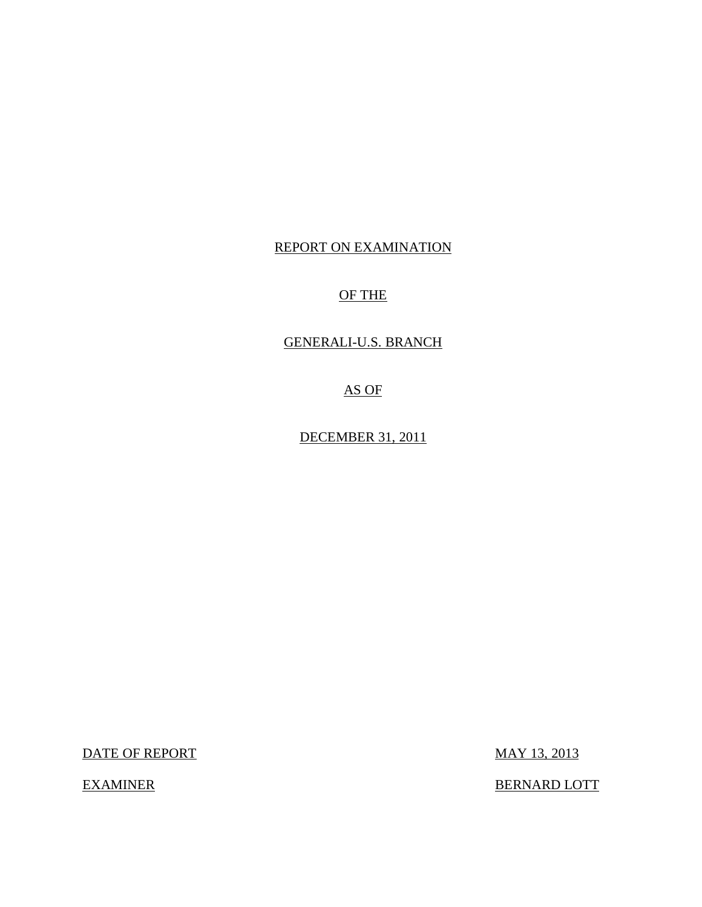REPORT ON EXAMINATION

OF THE

GENERALI-U.S. BRANCH

AS OF

DECEMBER 31, 2011

| DATE OF REPORT | MAY 13, 2013 |
|---|---|
| EXAMINER | BERNARD LOTT |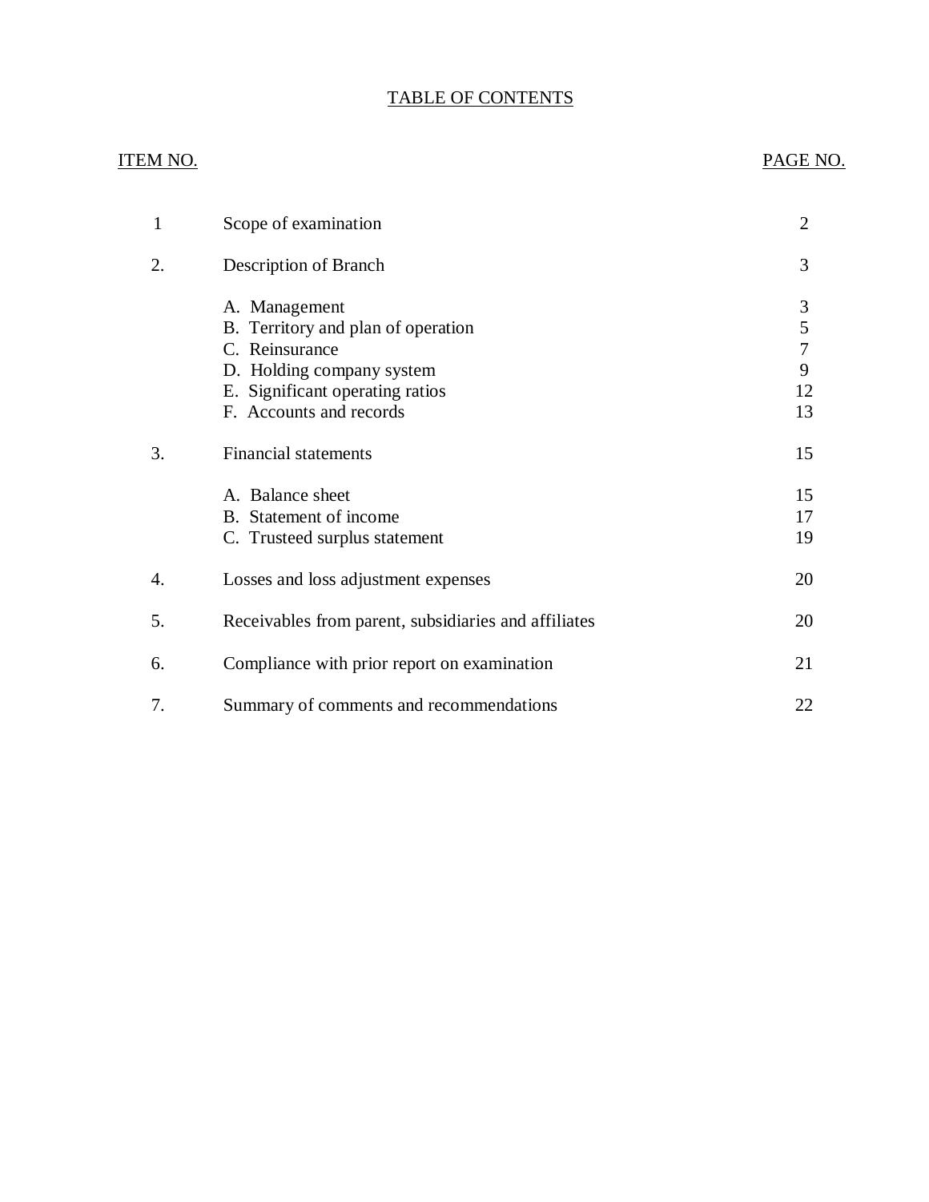# TABLE OF CONTENTS

| ITEM NO. | | PAGE NO. |
|---|---|---|
| 1 | Scope of examination | 2 |
| 2. | Description of Branch | 3 |
| | A. Management | 3 |
| | B. Territory and plan of operation | 5 |
| | C. Reinsurance | 7 |
| | D. Holding company system | 9 |
| | E. Significant operating ratios | 12 |
| | F. Accounts and records | 13 |
| 3. | Financial statements | 15 |
| | A. Balance sheet | 15 |
| | B. Statement of income | 17 |
| | C. Trusteed surplus statement | 19 |
| 4. | Losses and loss adjustment expenses | 20 |
| 5. | Receivables from parent, subsidiaries and affiliates | 20 |
| 6. | Compliance with prior report on examination | 21 |
| 7. | Summary of comments and recommendations | 22 |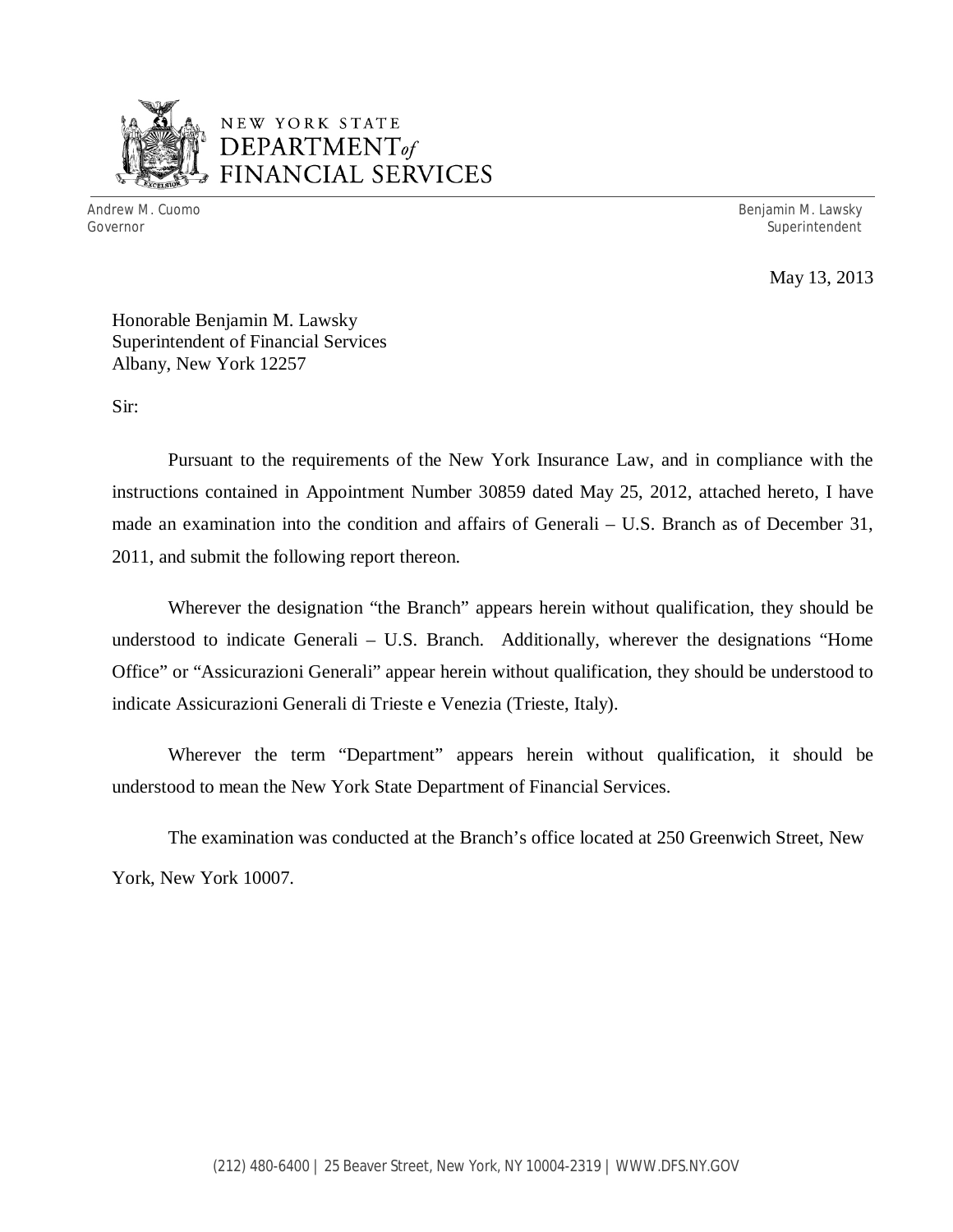NEW YORK STATE
DEPARTMENT *of*
FINANCIAL SERVICES

Andrew M. Cuomo
Governor

Benjamin M. Lawsky
Superintendent

May 13, 2013

Honorable Benjamin M. Lawsky
Superintendent of Financial Services
Albany, New York 12257

Sir:

Pursuant to the requirements of the New York Insurance Law, and in compliance with the instructions contained in Appointment Number 30859 dated May 25, 2012, attached hereto, I have made an examination into the condition and affairs of Generali – U.S. Branch as of December 31, 2011, and submit the following report thereon.

Wherever the designation "the Branch" appears herein without qualification, they should be understood to indicate Generali – U.S. Branch. Additionally, wherever the designations "Home Office" or "Assicurazioni Generali" appear herein without qualification, they should be understood to indicate Assicurazioni Generali di Trieste e Venezia (Trieste, Italy).

Wherever the term "Department" appears herein without qualification, it should be understood to mean the New York State Department of Financial Services.

The examination was conducted at the Branch's office located at 250 Greenwich Street, New York, New York 10007.

(212) 480-6400 | 25 Beaver Street, New York, NY 10004-2319 | WWW.DFS.NY.GOV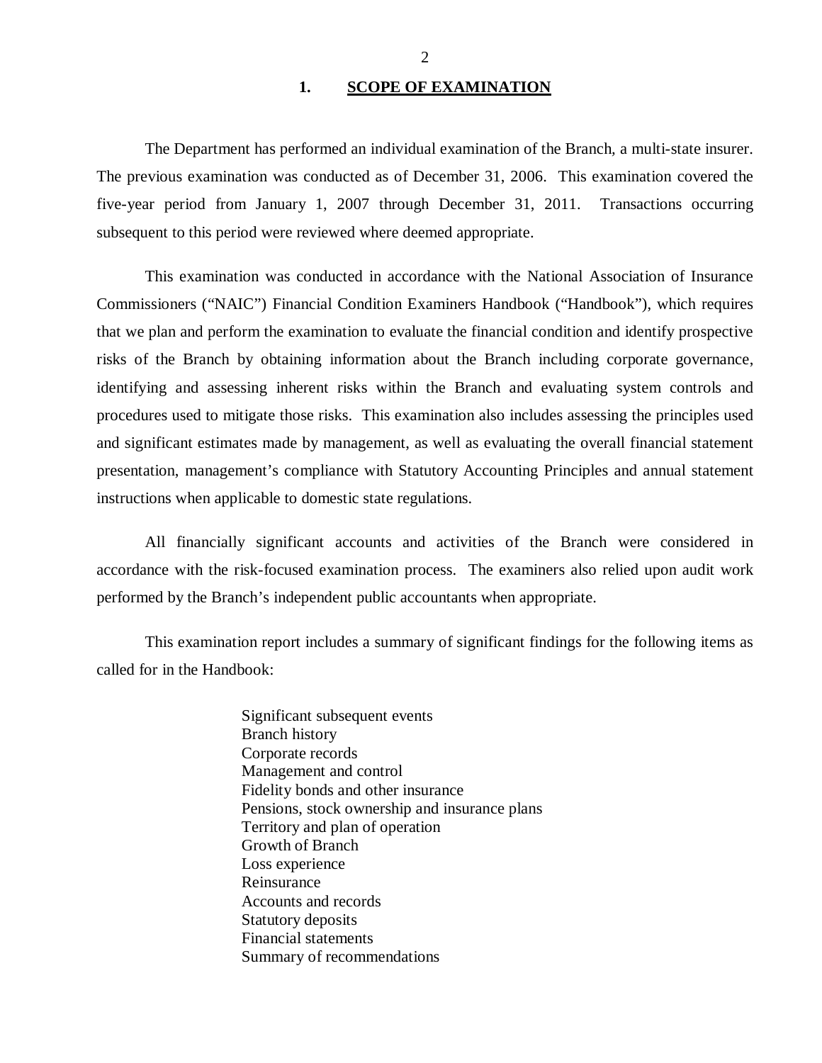## 1. SCOPE OF EXAMINATION

The Department has performed an individual examination of the Branch, a multi-state insurer. The previous examination was conducted as of December 31, 2006. This examination covered the five-year period from January 1, 2007 through December 31, 2011. Transactions occurring subsequent to this period were reviewed where deemed appropriate.

This examination was conducted in accordance with the National Association of Insurance Commissioners ("NAIC") Financial Condition Examiners Handbook ("Handbook"), which requires that we plan and perform the examination to evaluate the financial condition and identify prospective risks of the Branch by obtaining information about the Branch including corporate governance, identifying and assessing inherent risks within the Branch and evaluating system controls and procedures used to mitigate those risks. This examination also includes assessing the principles used and significant estimates made by management, as well as evaluating the overall financial statement presentation, management's compliance with Statutory Accounting Principles and annual statement instructions when applicable to domestic state regulations.

All financially significant accounts and activities of the Branch were considered in accordance with the risk-focused examination process. The examiners also relied upon audit work performed by the Branch's independent public accountants when appropriate.

This examination report includes a summary of significant findings for the following items as called for in the Handbook:

- Significant subsequent events
- Branch history
- Corporate records
- Management and control
- Fidelity bonds and other insurance
- Pensions, stock ownership and insurance plans
- Territory and plan of operation
- Growth of Branch
- Loss experience
- Reinsurance
- Accounts and records
- Statutory deposits
- Financial statements
- Summary of recommendations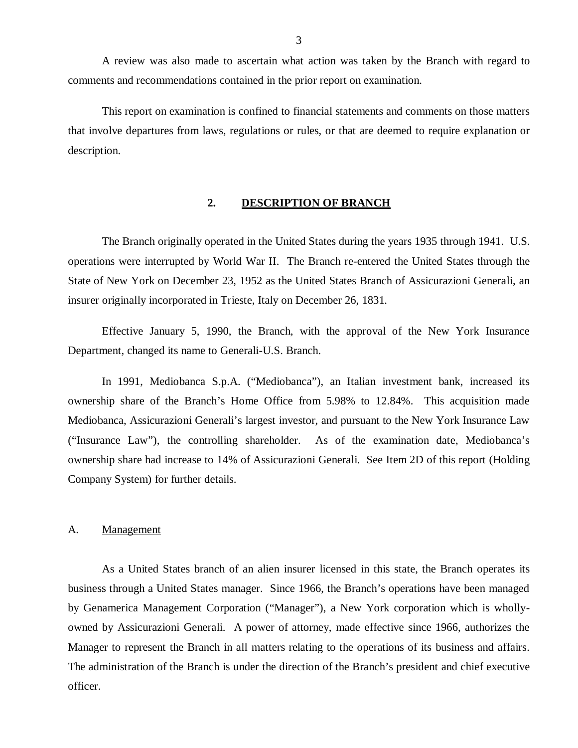A review was also made to ascertain what action was taken by the Branch with regard to comments and recommendations contained in the prior report on examination.

This report on examination is confined to financial statements and comments on those matters that involve departures from laws, regulations or rules, or that are deemed to require explanation or description.

## 2. DESCRIPTION OF BRANCH

The Branch originally operated in the United States during the years 1935 through 1941. U.S. operations were interrupted by World War II. The Branch re-entered the United States through the State of New York on December 23, 1952 as the United States Branch of Assicurazioni Generali, an insurer originally incorporated in Trieste, Italy on December 26, 1831.

Effective January 5, 1990, the Branch, with the approval of the New York Insurance Department, changed its name to Generali-U.S. Branch.

In 1991, Mediobanca S.p.A. ("Mediobanca"), an Italian investment bank, increased its ownership share of the Branch's Home Office from 5.98% to 12.84%. This acquisition made Mediobanca, Assicurazioni Generali's largest investor, and pursuant to the New York Insurance Law ("Insurance Law"), the controlling shareholder. As of the examination date, Mediobanca's ownership share had increase to 14% of Assicurazioni Generali. See Item 2D of this report (Holding Company System) for further details.

### A. Management

As a United States branch of an alien insurer licensed in this state, the Branch operates its business through a United States manager. Since 1966, the Branch's operations have been managed by Genamerica Management Corporation ("Manager"), a New York corporation which is wholly-owned by Assicurazioni Generali. A power of attorney, made effective since 1966, authorizes the Manager to represent the Branch in all matters relating to the operations of its business and affairs. The administration of the Branch is under the direction of the Branch's president and chief executive officer.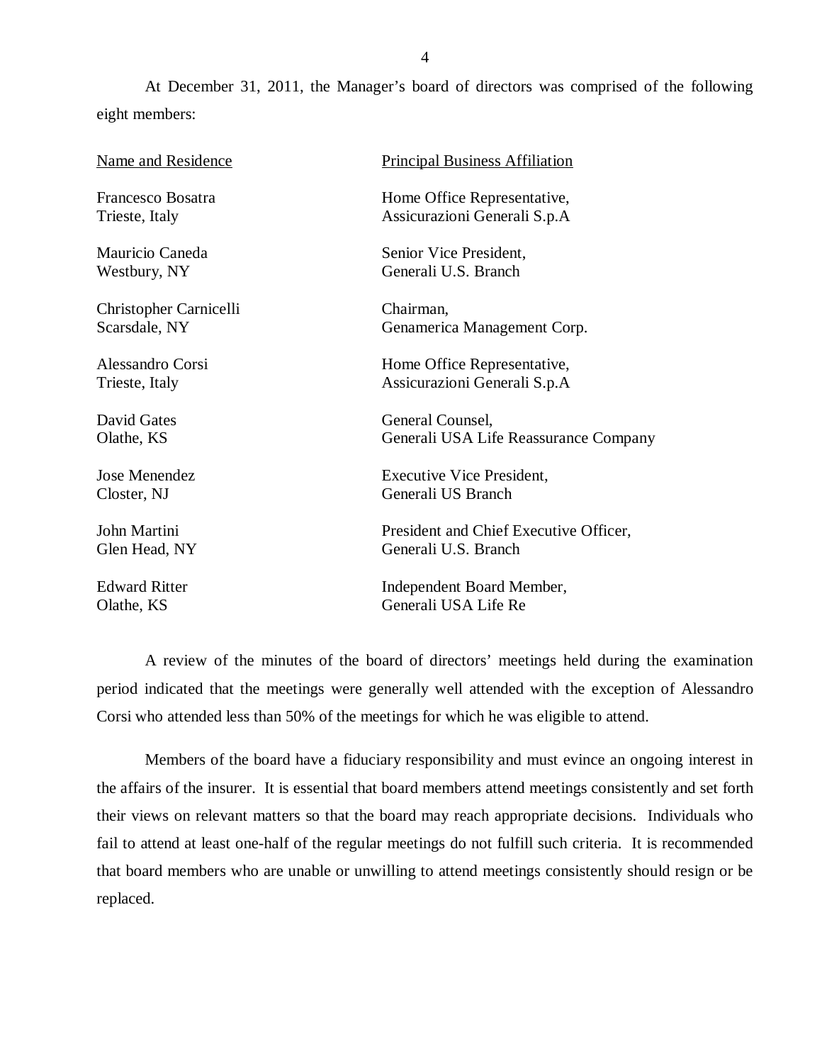At December 31, 2011, the Manager's board of directors was comprised of the following eight members:

| Name and Residence | Principal Business Affiliation |
|---|---|
| Francesco Bosatra<br>Trieste, Italy | Home Office Representative,<br>Assicurazioni Generali S.p.A |
| Mauricio Caneda<br>Westbury, NY | Senior Vice President,<br>Generali U.S. Branch |
| Christopher Carnicelli<br>Scarsdale, NY | Chairman,<br>Genamerica Management Corp. |
| Alessandro Corsi<br>Trieste, Italy | Home Office Representative,<br>Assicurazioni Generali S.p.A |
| David Gates<br>Olathe, KS | General Counsel,<br>Generali USA Life Reassurance Company |
| Jose Menendez<br>Closter, NJ | Executive Vice President,<br>Generali US Branch |
| John Martini<br>Glen Head, NY | President and Chief Executive Officer,<br>Generali U.S. Branch |
| Edward Ritter<br>Olathe, KS | Independent Board Member,<br>Generali USA Life Re |

A review of the minutes of the board of directors' meetings held during the examination period indicated that the meetings were generally well attended with the exception of Alessandro Corsi who attended less than 50% of the meetings for which he was eligible to attend.

Members of the board have a fiduciary responsibility and must evince an ongoing interest in the affairs of the insurer. It is essential that board members attend meetings consistently and set forth their views on relevant matters so that the board may reach appropriate decisions. Individuals who fail to attend at least one-half of the regular meetings do not fulfill such criteria. It is recommended that board members who are unable or unwilling to attend meetings consistently should resign or be replaced.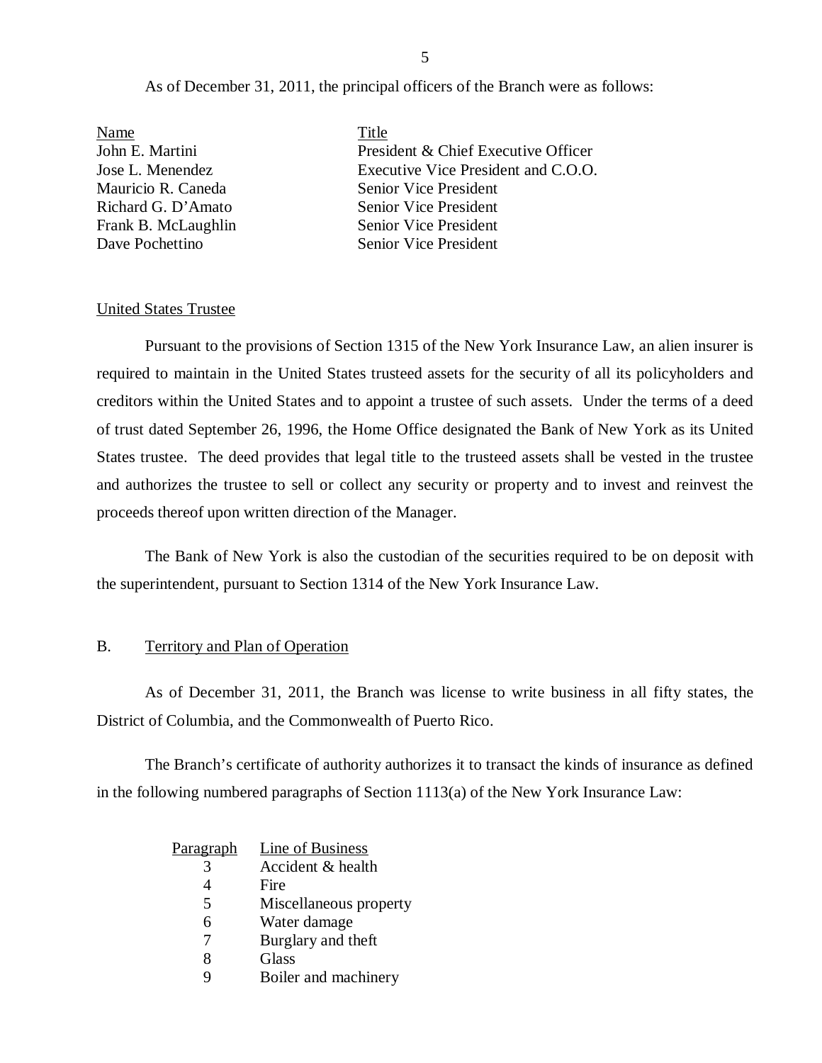As of December 31, 2011, the principal officers of the Branch were as follows:

| Name | Title |
|---|---|
| John E. Martini | President & Chief Executive Officer |
| Jose L. Menendez | Executive Vice President and C.O.O. |
| Mauricio R. Caneda | Senior Vice President |
| Richard G. D'Amato | Senior Vice President |
| Frank B. McLaughlin | Senior Vice President |
| Dave Pochettino | Senior Vice President |

United States Trustee

Pursuant to the provisions of Section 1315 of the New York Insurance Law, an alien insurer is required to maintain in the United States trusteed assets for the security of all its policyholders and creditors within the United States and to appoint a trustee of such assets. Under the terms of a deed of trust dated September 26, 1996, the Home Office designated the Bank of New York as its United States trustee. The deed provides that legal title to the trusteed assets shall be vested in the trustee and authorizes the trustee to sell or collect any security or property and to invest and reinvest the proceeds thereof upon written direction of the Manager.

The Bank of New York is also the custodian of the securities required to be on deposit with the superintendent, pursuant to Section 1314 of the New York Insurance Law.

## B. Territory and Plan of Operation

As of December 31, 2011, the Branch was license to write business in all fifty states, the District of Columbia, and the Commonwealth of Puerto Rico.

The Branch's certificate of authority authorizes it to transact the kinds of insurance as defined in the following numbered paragraphs of Section 1113(a) of the New York Insurance Law:

| Paragraph | Line of Business |
|---|---|
| 3 | Accident & health |
| 4 | Fire |
| 5 | Miscellaneous property |
| 6 | Water damage |
| 7 | Burglary and theft |
| 8 | Glass |
| 9 | Boiler and machinery |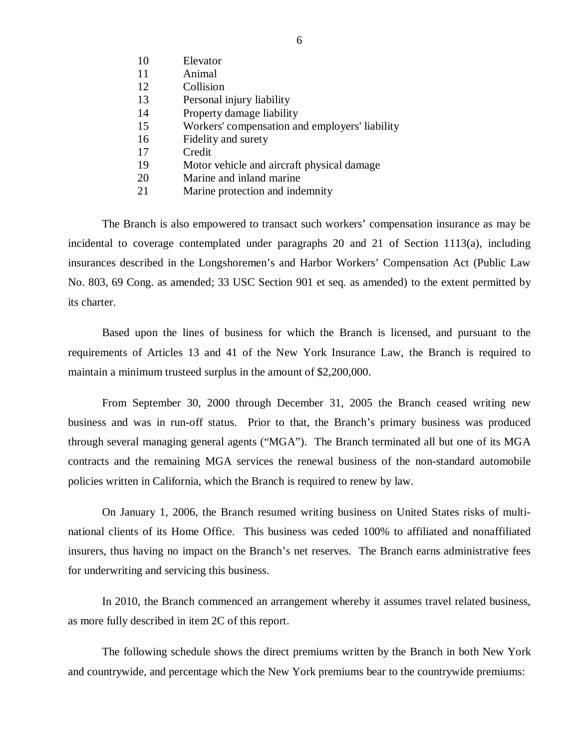| | |
|---|---|
| 10 | Elevator |
| 11 | Animal |
| 12 | Collision |
| 13 | Personal injury liability |
| 14 | Property damage liability |
| 15 | Workers' compensation and employers' liability |
| 16 | Fidelity and surety |
| 17 | Credit |
| 19 | Motor vehicle and aircraft physical damage |
| 20 | Marine and inland marine |
| 21 | Marine protection and indemnity |

The Branch is also empowered to transact such workers' compensation insurance as may be incidental to coverage contemplated under paragraphs 20 and 21 of Section 1113(a), including insurances described in the Longshoremen's and Harbor Workers' Compensation Act (Public Law No. 803, 69 Cong. as amended; 33 USC Section 901 et seq. as amended) to the extent permitted by its charter.

Based upon the lines of business for which the Branch is licensed, and pursuant to the requirements of Articles 13 and 41 of the New York Insurance Law, the Branch is required to maintain a minimum trusteed surplus in the amount of $2,200,000.

From September 30, 2000 through December 31, 2005 the Branch ceased writing new business and was in run-off status. Prior to that, the Branch's primary business was produced through several managing general agents ("MGA"). The Branch terminated all but one of its MGA contracts and the remaining MGA services the renewal business of the non-standard automobile policies written in California, which the Branch is required to renew by law.

On January 1, 2006, the Branch resumed writing business on United States risks of multi-national clients of its Home Office. This business was ceded 100% to affiliated and nonaffiliated insurers, thus having no impact on the Branch's net reserves. The Branch earns administrative fees for underwriting and servicing this business.

In 2010, the Branch commenced an arrangement whereby it assumes travel related business, as more fully described in item 2C of this report.

The following schedule shows the direct premiums written by the Branch in both New York and countrywide, and percentage which the New York premiums bear to the countrywide premiums: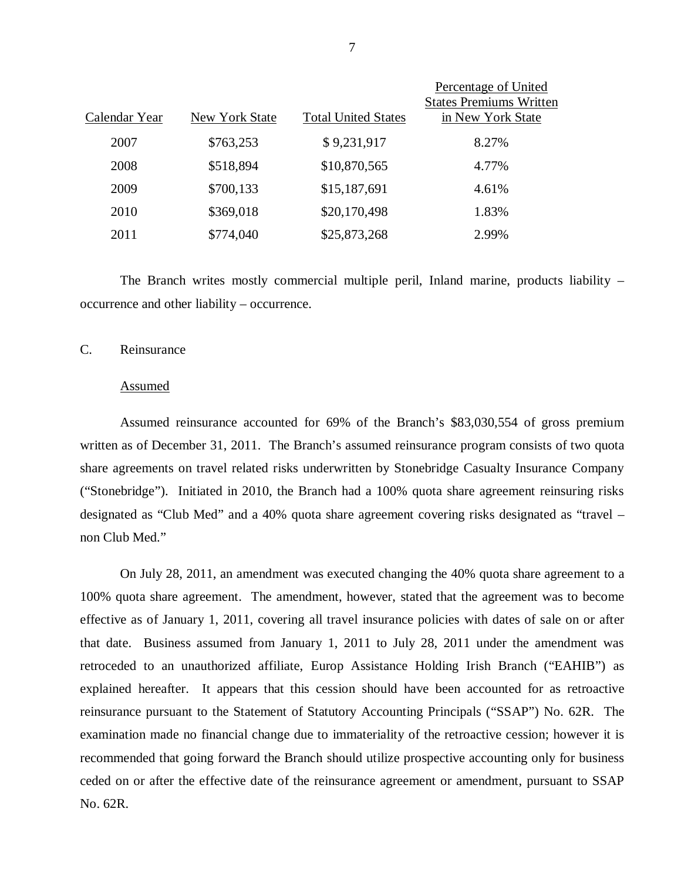| Calendar Year | New York State | Total United States | Percentage of United States Premiums Written in New York State |
|---|---|---|---|
| 2007 | $763,253 | $ 9,231,917 | 8.27% |
| 2008 | $518,894 | $10,870,565 | 4.77% |
| 2009 | $700,133 | $15,187,691 | 4.61% |
| 2010 | $369,018 | $20,170,498 | 1.83% |
| 2011 | $774,040 | $25,873,268 | 2.99% |

The Branch writes mostly commercial multiple peril, Inland marine, products liability – occurrence and other liability – occurrence.

## C. Reinsurance

### Assumed

Assumed reinsurance accounted for 69% of the Branch's $83,030,554 of gross premium written as of December 31, 2011. The Branch's assumed reinsurance program consists of two quota share agreements on travel related risks underwritten by Stonebridge Casualty Insurance Company ("Stonebridge"). Initiated in 2010, the Branch had a 100% quota share agreement reinsuring risks designated as "Club Med" and a 40% quota share agreement covering risks designated as "travel – non Club Med."

On July 28, 2011, an amendment was executed changing the 40% quota share agreement to a 100% quota share agreement. The amendment, however, stated that the agreement was to become effective as of January 1, 2011, covering all travel insurance policies with dates of sale on or after that date. Business assumed from January 1, 2011 to July 28, 2011 under the amendment was retroceded to an unauthorized affiliate, Europ Assistance Holding Irish Branch ("EAHIB") as explained hereafter. It appears that this cession should have been accounted for as retroactive reinsurance pursuant to the Statement of Statutory Accounting Principals ("SSAP") No. 62R. The examination made no financial change due to immateriality of the retroactive cession; however it is recommended that going forward the Branch should utilize prospective accounting only for business ceded on or after the effective date of the reinsurance agreement or amendment, pursuant to SSAP No. 62R.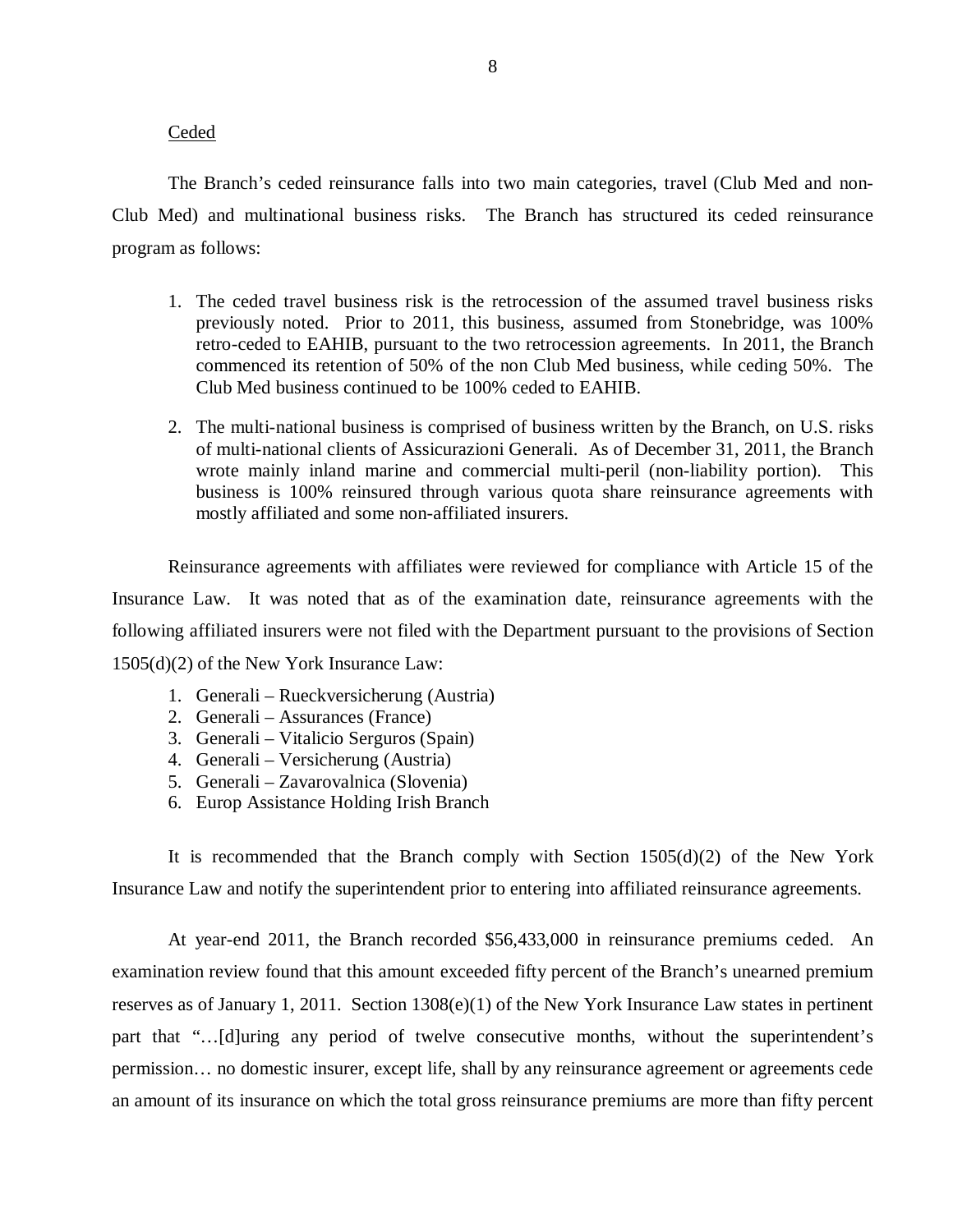Ceded

The Branch's ceded reinsurance falls into two main categories, travel (Club Med and non-Club Med) and multinational business risks. The Branch has structured its ceded reinsurance program as follows:

1. The ceded travel business risk is the retrocession of the assumed travel business risks previously noted. Prior to 2011, this business, assumed from Stonebridge, was 100% retro-ceded to EAHIB, pursuant to the two retrocession agreements. In 2011, the Branch commenced its retention of 50% of the non Club Med business, while ceding 50%. The Club Med business continued to be 100% ceded to EAHIB.
2. The multi-national business is comprised of business written by the Branch, on U.S. risks of multi-national clients of Assicurazioni Generali. As of December 31, 2011, the Branch wrote mainly inland marine and commercial multi-peril (non-liability portion). This business is 100% reinsured through various quota share reinsurance agreements with mostly affiliated and some non-affiliated insurers.

Reinsurance agreements with affiliates were reviewed for compliance with Article 15 of the Insurance Law. It was noted that as of the examination date, reinsurance agreements with the following affiliated insurers were not filed with the Department pursuant to the provisions of Section 1505(d)(2) of the New York Insurance Law:

1. Generali – Rueckversicherung (Austria)
2. Generali – Assurances (France)
3. Generali – Vitalicio Serguros (Spain)
4. Generali – Versicherung (Austria)
5. Generali – Zavarovalnica (Slovenia)
6. Europ Assistance Holding Irish Branch

It is recommended that the Branch comply with Section 1505(d)(2) of the New York Insurance Law and notify the superintendent prior to entering into affiliated reinsurance agreements.

At year-end 2011, the Branch recorded $56,433,000 in reinsurance premiums ceded. An examination review found that this amount exceeded fifty percent of the Branch's unearned premium reserves as of January 1, 2011. Section 1308(e)(1) of the New York Insurance Law states in pertinent part that "…[d]uring any period of twelve consecutive months, without the superintendent's permission… no domestic insurer, except life, shall by any reinsurance agreement or agreements cede an amount of its insurance on which the total gross reinsurance premiums are more than fifty percent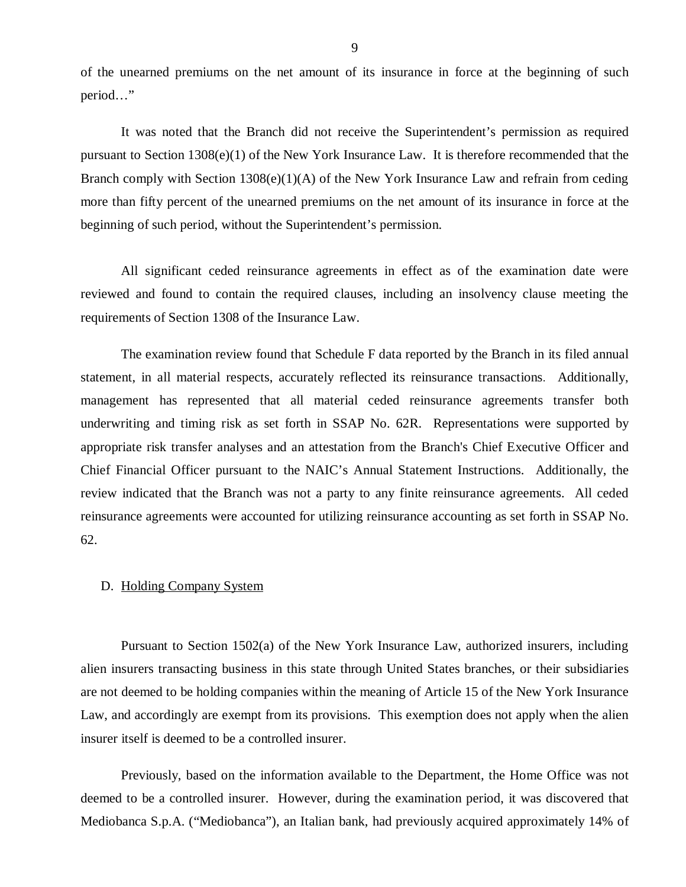of the unearned premiums on the net amount of its insurance in force at the beginning of such period…"

It was noted that the Branch did not receive the Superintendent's permission as required pursuant to Section 1308(e)(1) of the New York Insurance Law. It is therefore recommended that the Branch comply with Section 1308(e)(1)(A) of the New York Insurance Law and refrain from ceding more than fifty percent of the unearned premiums on the net amount of its insurance in force at the beginning of such period, without the Superintendent's permission.

All significant ceded reinsurance agreements in effect as of the examination date were reviewed and found to contain the required clauses, including an insolvency clause meeting the requirements of Section 1308 of the Insurance Law.

The examination review found that Schedule F data reported by the Branch in its filed annual statement, in all material respects, accurately reflected its reinsurance transactions. Additionally, management has represented that all material ceded reinsurance agreements transfer both underwriting and timing risk as set forth in SSAP No. 62R. Representations were supported by appropriate risk transfer analyses and an attestation from the Branch's Chief Executive Officer and Chief Financial Officer pursuant to the NAIC's Annual Statement Instructions. Additionally, the review indicated that the Branch was not a party to any finite reinsurance agreements. All ceded reinsurance agreements were accounted for utilizing reinsurance accounting as set forth in SSAP No. 62.

D. Holding Company System

Pursuant to Section 1502(a) of the New York Insurance Law, authorized insurers, including alien insurers transacting business in this state through United States branches, or their subsidiaries are not deemed to be holding companies within the meaning of Article 15 of the New York Insurance Law, and accordingly are exempt from its provisions. This exemption does not apply when the alien insurer itself is deemed to be a controlled insurer.

Previously, based on the information available to the Department, the Home Office was not deemed to be a controlled insurer. However, during the examination period, it was discovered that Mediobanca S.p.A. ("Mediobanca"), an Italian bank, had previously acquired approximately 14% of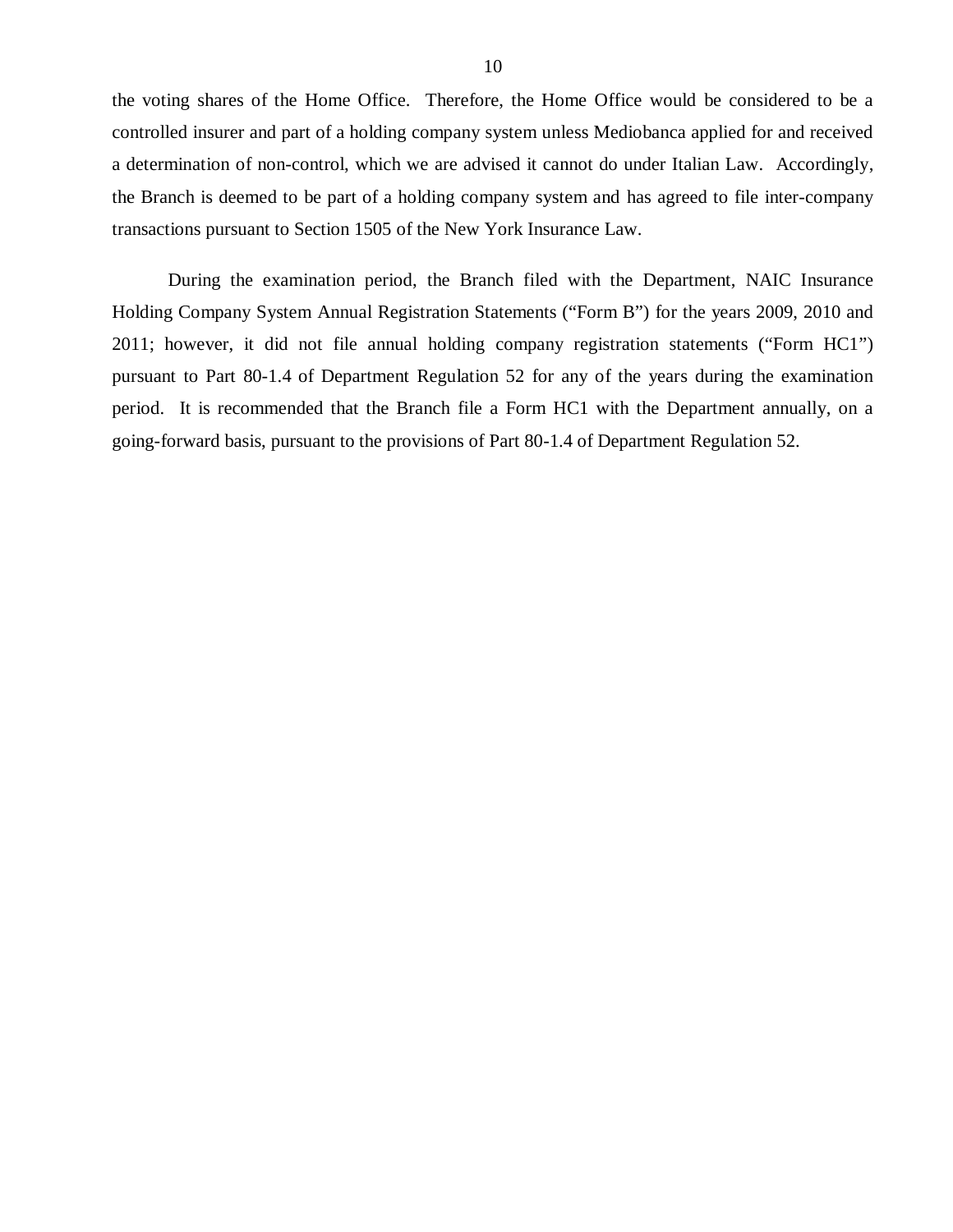the voting shares of the Home Office. Therefore, the Home Office would be considered to be a controlled insurer and part of a holding company system unless Mediobanca applied for and received a determination of non-control, which we are advised it cannot do under Italian Law. Accordingly, the Branch is deemed to be part of a holding company system and has agreed to file inter-company transactions pursuant to Section 1505 of the New York Insurance Law.

During the examination period, the Branch filed with the Department, NAIC Insurance Holding Company System Annual Registration Statements ("Form B") for the years 2009, 2010 and 2011; however, it did not file annual holding company registration statements ("Form HC1") pursuant to Part 80-1.4 of Department Regulation 52 for any of the years during the examination period. It is recommended that the Branch file a Form HC1 with the Department annually, on a going-forward basis, pursuant to the provisions of Part 80-1.4 of Department Regulation 52.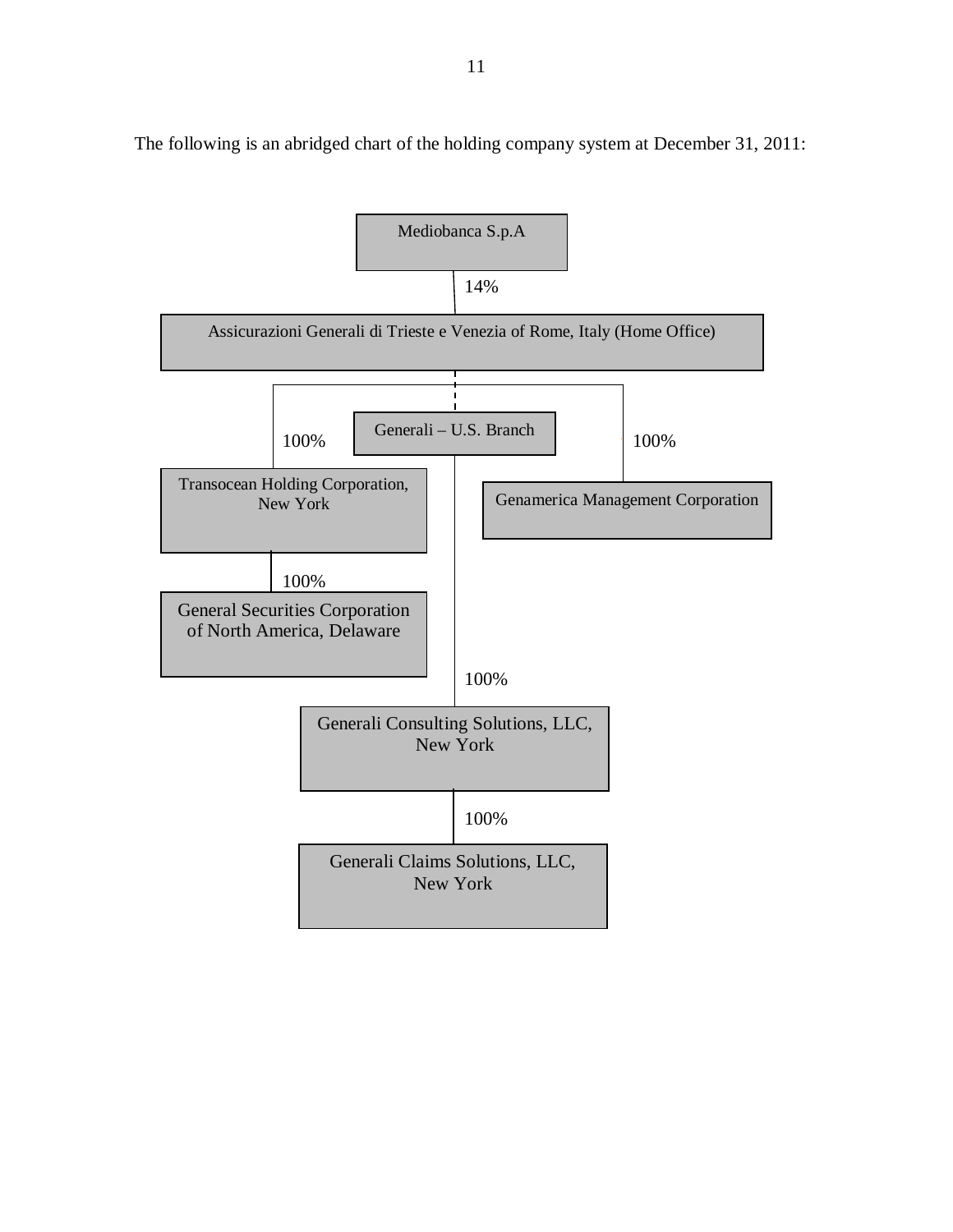The following is an abridged chart of the holding company system at December 31, 2011:

Mediobanca S.p.A

14%

Assicurazioni Generali di Trieste e Venezia of Rome, Italy (Home Office)

100%

Transocean Holding Corporation, New York

100%

General Securities Corporation of North America, Delaware

Generali – U.S. Branch

100%

Generali Consulting Solutions, LLC, New York

100%

Generali Claims Solutions, LLC, New York

100%

Genamerica Management Corporation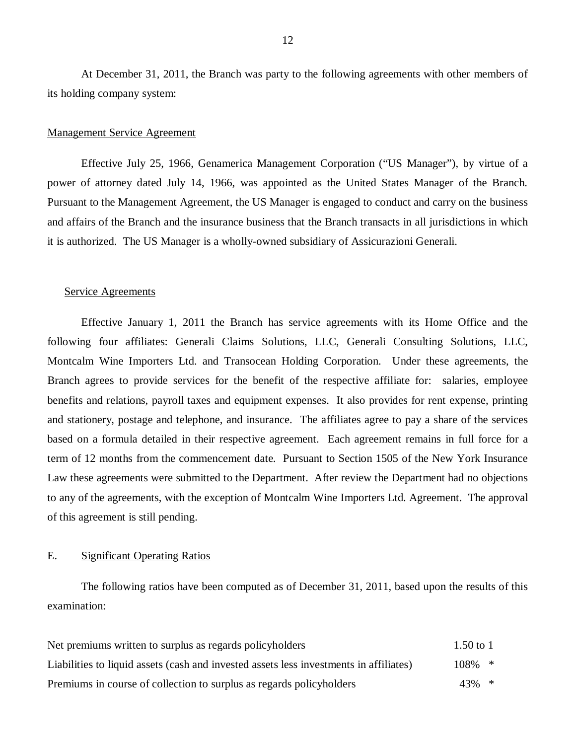At December 31, 2011, the Branch was party to the following agreements with other members of its holding company system:

Management Service Agreement

Effective July 25, 1966, Genamerica Management Corporation ("US Manager"), by virtue of a power of attorney dated July 14, 1966, was appointed as the United States Manager of the Branch. Pursuant to the Management Agreement, the US Manager is engaged to conduct and carry on the business and affairs of the Branch and the insurance business that the Branch transacts in all jurisdictions in which it is authorized. The US Manager is a wholly-owned subsidiary of Assicurazioni Generali.

Service Agreements

Effective January 1, 2011 the Branch has service agreements with its Home Office and the following four affiliates: Generali Claims Solutions, LLC, Generali Consulting Solutions, LLC, Montcalm Wine Importers Ltd. and Transocean Holding Corporation. Under these agreements, the Branch agrees to provide services for the benefit of the respective affiliate for: salaries, employee benefits and relations, payroll taxes and equipment expenses. It also provides for rent expense, printing and stationery, postage and telephone, and insurance. The affiliates agree to pay a share of the services based on a formula detailed in their respective agreement. Each agreement remains in full force for a term of 12 months from the commencement date. Pursuant to Section 1505 of the New York Insurance Law these agreements were submitted to the Department. After review the Department had no objections to any of the agreements, with the exception of Montcalm Wine Importers Ltd. Agreement. The approval of this agreement is still pending.

## E. Significant Operating Ratios

The following ratios have been computed as of December 31, 2011, based upon the results of this examination:

| | |
|---|---|
| Net premiums written to surplus as regards policyholders | 1.50 to 1 |
| Liabilities to liquid assets (cash and invested assets less investments in affiliates) | 108% * |
| Premiums in course of collection to surplus as regards policyholders | 43% * |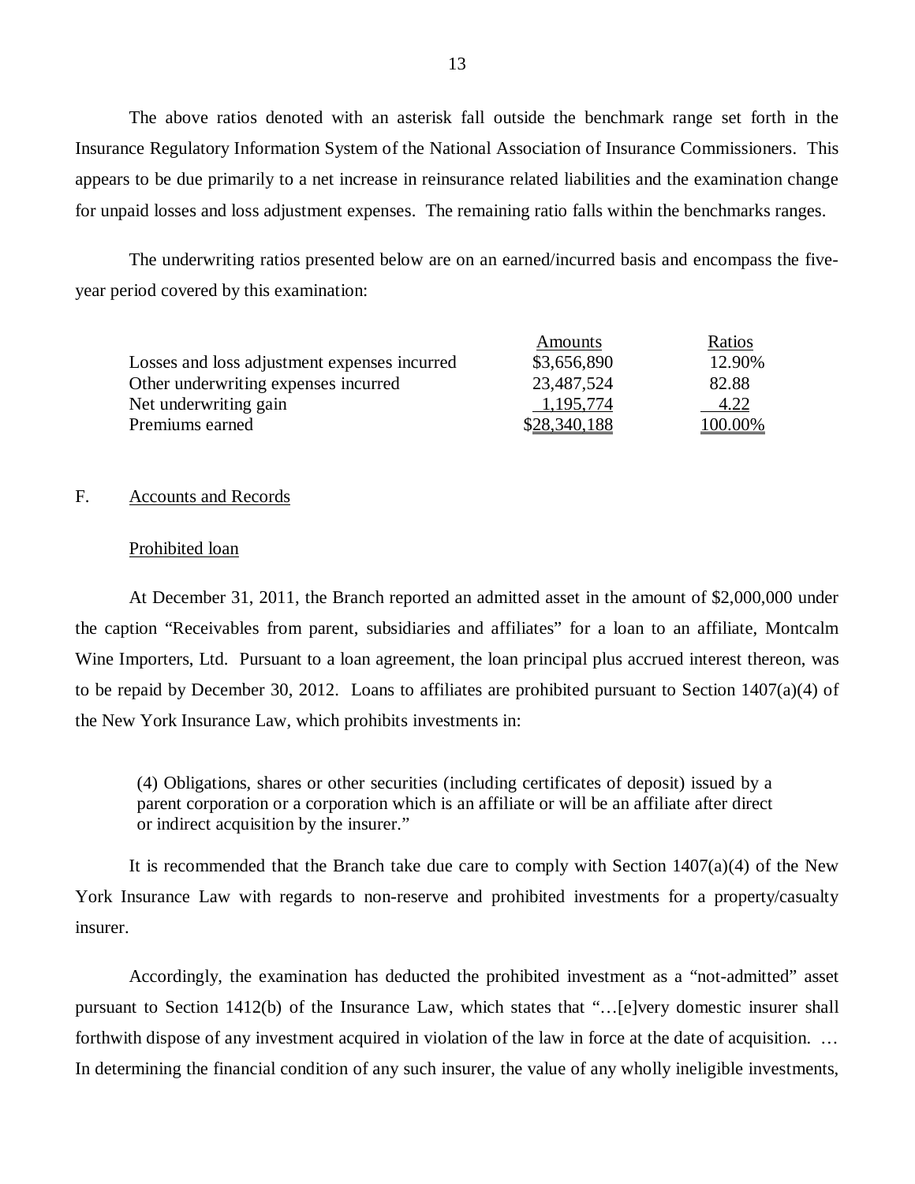The above ratios denoted with an asterisk fall outside the benchmark range set forth in the Insurance Regulatory Information System of the National Association of Insurance Commissioners. This appears to be due primarily to a net increase in reinsurance related liabilities and the examination change for unpaid losses and loss adjustment expenses. The remaining ratio falls within the benchmarks ranges.

The underwriting ratios presented below are on an earned/incurred basis and encompass the five-year period covered by this examination:

| | Amounts | Ratios |
|---|---|---|
| Losses and loss adjustment expenses incurred | $3,656,890 | 12.90% |
| Other underwriting expenses incurred | 23,487,524 | 82.88 |
| Net underwriting gain | 1,195,774 | 4.22 |
| Premiums earned | $28,340,188 | 100.00% |

F. Accounts and Records

Prohibited loan

At December 31, 2011, the Branch reported an admitted asset in the amount of $2,000,000 under the caption "Receivables from parent, subsidiaries and affiliates" for a loan to an affiliate, Montcalm Wine Importers, Ltd. Pursuant to a loan agreement, the loan principal plus accrued interest thereon, was to be repaid by December 30, 2012. Loans to affiliates are prohibited pursuant to Section 1407(a)(4) of the New York Insurance Law, which prohibits investments in:

> (4) Obligations, shares or other securities (including certificates of deposit) issued by a parent corporation or a corporation which is an affiliate or will be an affiliate after direct or indirect acquisition by the insurer."

It is recommended that the Branch take due care to comply with Section 1407(a)(4) of the New York Insurance Law with regards to non-reserve and prohibited investments for a property/casualty insurer.

Accordingly, the examination has deducted the prohibited investment as a "not-admitted" asset pursuant to Section 1412(b) of the Insurance Law, which states that "…[e]very domestic insurer shall forthwith dispose of any investment acquired in violation of the law in force at the date of acquisition. … In determining the financial condition of any such insurer, the value of any wholly ineligible investments,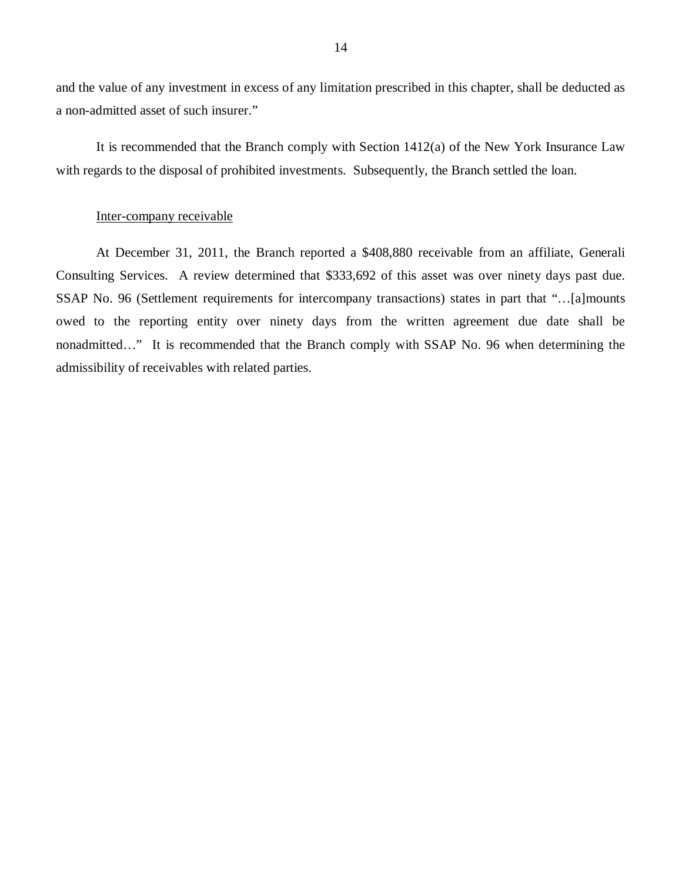and the value of any investment in excess of any limitation prescribed in this chapter, shall be deducted as a non-admitted asset of such insurer."

It is recommended that the Branch comply with Section 1412(a) of the New York Insurance Law with regards to the disposal of prohibited investments. Subsequently, the Branch settled the loan.

Inter-company receivable

At December 31, 2011, the Branch reported a $408,880 receivable from an affiliate, Generali Consulting Services. A review determined that $333,692 of this asset was over ninety days past due. SSAP No. 96 (Settlement requirements for intercompany transactions) states in part that "…[a]mounts owed to the reporting entity over ninety days from the written agreement due date shall be nonadmitted…" It is recommended that the Branch comply with SSAP No. 96 when determining the admissibility of receivables with related parties.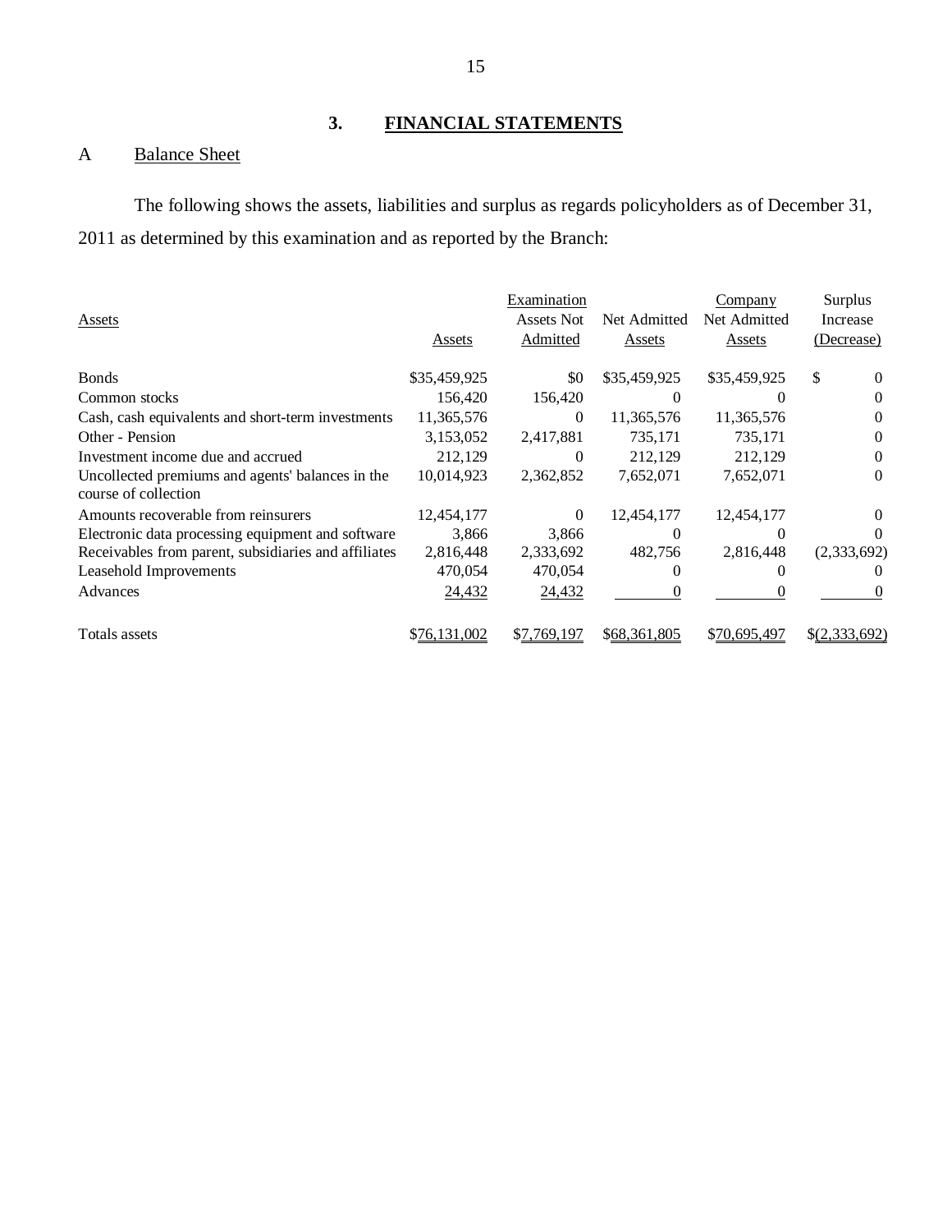## 3. FINANCIAL STATEMENTS

### A Balance Sheet

The following shows the assets, liabilities and surplus as regards policyholders as of December 31, 2011 as determined by this examination and as reported by the Branch:

| Assets | Assets | Examination Assets Not Admitted | Net Admitted Assets | Company Net Admitted Assets | Surplus Increase (Decrease) |
|---|---|---|---|---|---|
| Bonds | $35,459,925 | $0 | $35,459,925 | $35,459,925 | $ 0 |
| Common stocks | 156,420 | 156,420 | 0 | 0 | 0 |
| Cash, cash equivalents and short-term investments | 11,365,576 | 0 | 11,365,576 | 11,365,576 | 0 |
| Other - Pension | 3,153,052 | 2,417,881 | 735,171 | 735,171 | 0 |
| Investment income due and accrued | 212,129 | 0 | 212,129 | 212,129 | 0 |
| Uncollected premiums and agents' balances in the course of collection | 10,014,923 | 2,362,852 | 7,652,071 | 7,652,071 | 0 |
| Amounts recoverable from reinsurers | 12,454,177 | 0 | 12,454,177 | 12,454,177 | 0 |
| Electronic data processing equipment and software | 3,866 | 3,866 | 0 | 0 | 0 |
| Receivables from parent, subsidiaries and affiliates | 2,816,448 | 2,333,692 | 482,756 | 2,816,448 | (2,333,692) |
| Leasehold Improvements | 470,054 | 470,054 | 0 | 0 | 0 |
| Advances | 24,432 | 24,432 | 0 | 0 | 0 |
| Totals assets | $76,131,002 | $7,769,197 | $68,361,805 | $70,695,497 | $(2,333,692) |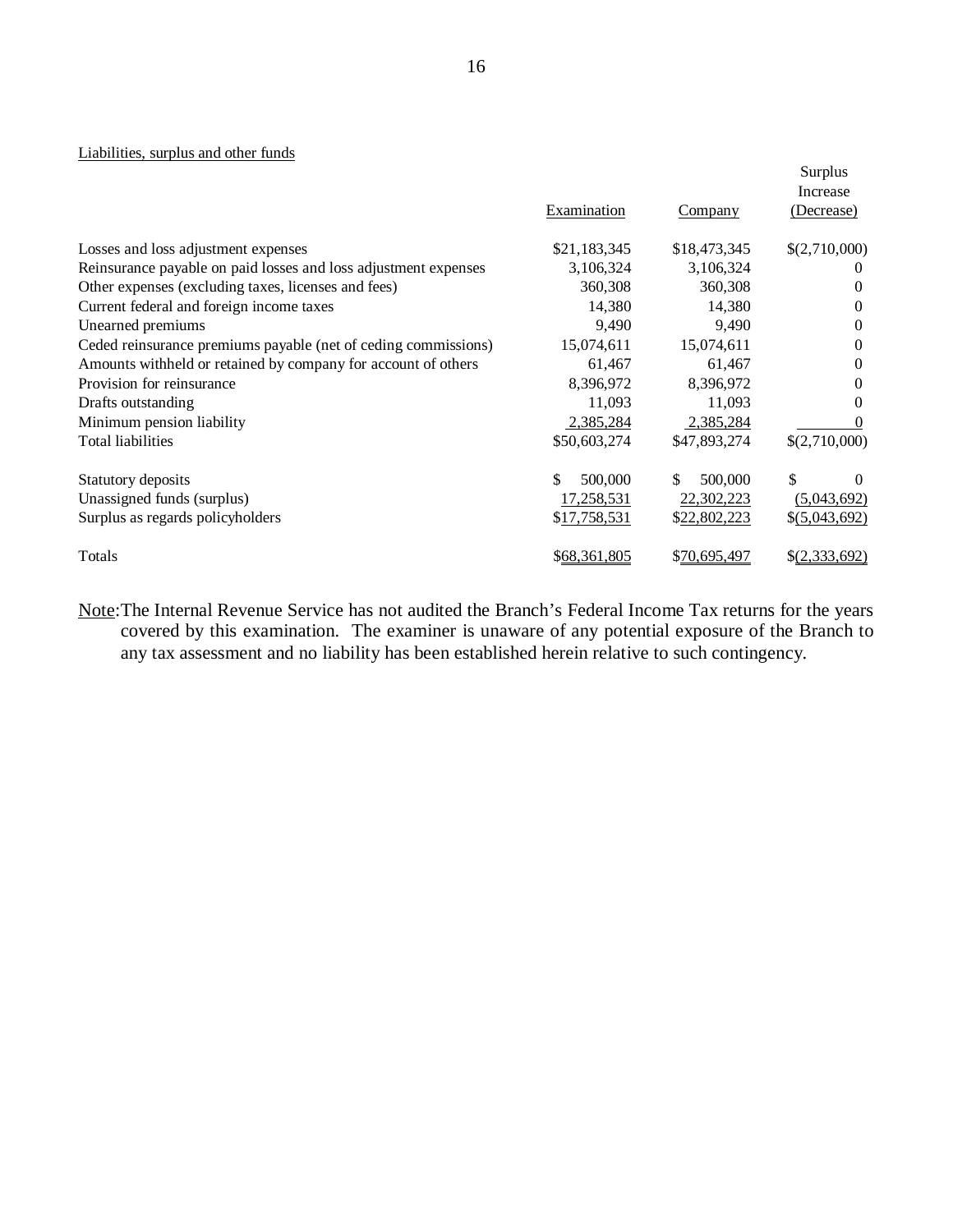Liabilities, surplus and other funds

| | Examination | Company | Surplus Increase (Decrease) |
|---|---|---|---|
| Losses and loss adjustment expenses | $21,183,345 | $18,473,345 | $(2,710,000) |
| Reinsurance payable on paid losses and loss adjustment expenses | 3,106,324 | 3,106,324 | 0 |
| Other expenses (excluding taxes, licenses and fees) | 360,308 | 360,308 | 0 |
| Current federal and foreign income taxes | 14,380 | 14,380 | 0 |
| Unearned premiums | 9,490 | 9,490 | 0 |
| Ceded reinsurance premiums payable (net of ceding commissions) | 15,074,611 | 15,074,611 | 0 |
| Amounts withheld or retained by company for account of others | 61,467 | 61,467 | 0 |
| Provision for reinsurance | 8,396,972 | 8,396,972 | 0 |
| Drafts outstanding | 11,093 | 11,093 | 0 |
| Minimum pension liability | 2,385,284 | 2,385,284 | 0 |
| Total liabilities | $50,603,274 | $47,893,274 | $(2,710,000) |
| | | | |
| Statutory deposits | $ 500,000 | $ 500,000 | $ 0 |
| Unassigned funds (surplus) | 17,258,531 | 22,302,223 | (5,043,692) |
| Surplus as regards policyholders | $17,758,531 | $22,802,223 | $(5,043,692) |
| | | | |
| Totals | $68,361,805 | $70,695,497 | $(2,333,692) |

Note: The Internal Revenue Service has not audited the Branch's Federal Income Tax returns for the years covered by this examination. The examiner is unaware of any potential exposure of the Branch to any tax assessment and no liability has been established herein relative to such contingency.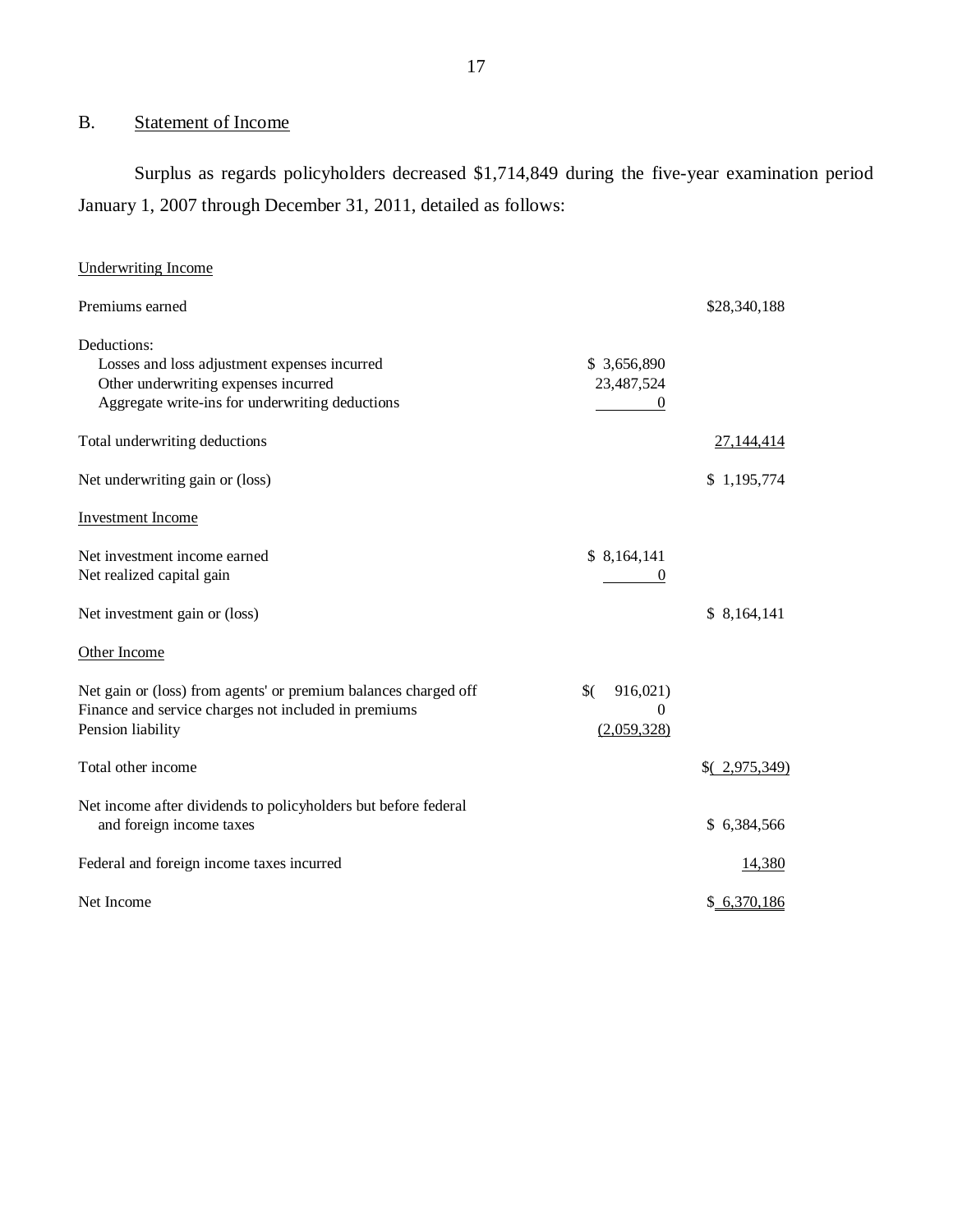## B. Statement of Income

Surplus as regards policyholders decreased $1,714,849 during the five-year examination period January 1, 2007 through December 31, 2011, detailed as follows:

| | | |
|---|---|---|
| **Underwriting Income** | | |
| Premiums earned | | $28,340,188 |
| Deductions: | | |
| Losses and loss adjustment expenses incurred | $ 3,656,890 | |
| Other underwriting expenses incurred | 23,487,524 | |
| Aggregate write-ins for underwriting deductions | 0 | |
| Total underwriting deductions | | 27,144,414 |
| Net underwriting gain or (loss) | | $ 1,195,774 |
| **Investment Income** | | |
| Net investment income earned | $ 8,164,141 | |
| Net realized capital gain | 0 | |
| Net investment gain or (loss) | | $ 8,164,141 |
| **Other Income** | | |
| Net gain or (loss) from agents' or premium balances charged off | $( 916,021) | |
| Finance and service charges not included in premiums | 0 | |
| Pension liability | (2,059,328) | |
| Total other income | | $( 2,975,349) |
| Net income after dividends to policyholders but before federal and foreign income taxes | | $ 6,384,566 |
| Federal and foreign income taxes incurred | | 14,380 |
| Net Income | | $ 6,370,186 |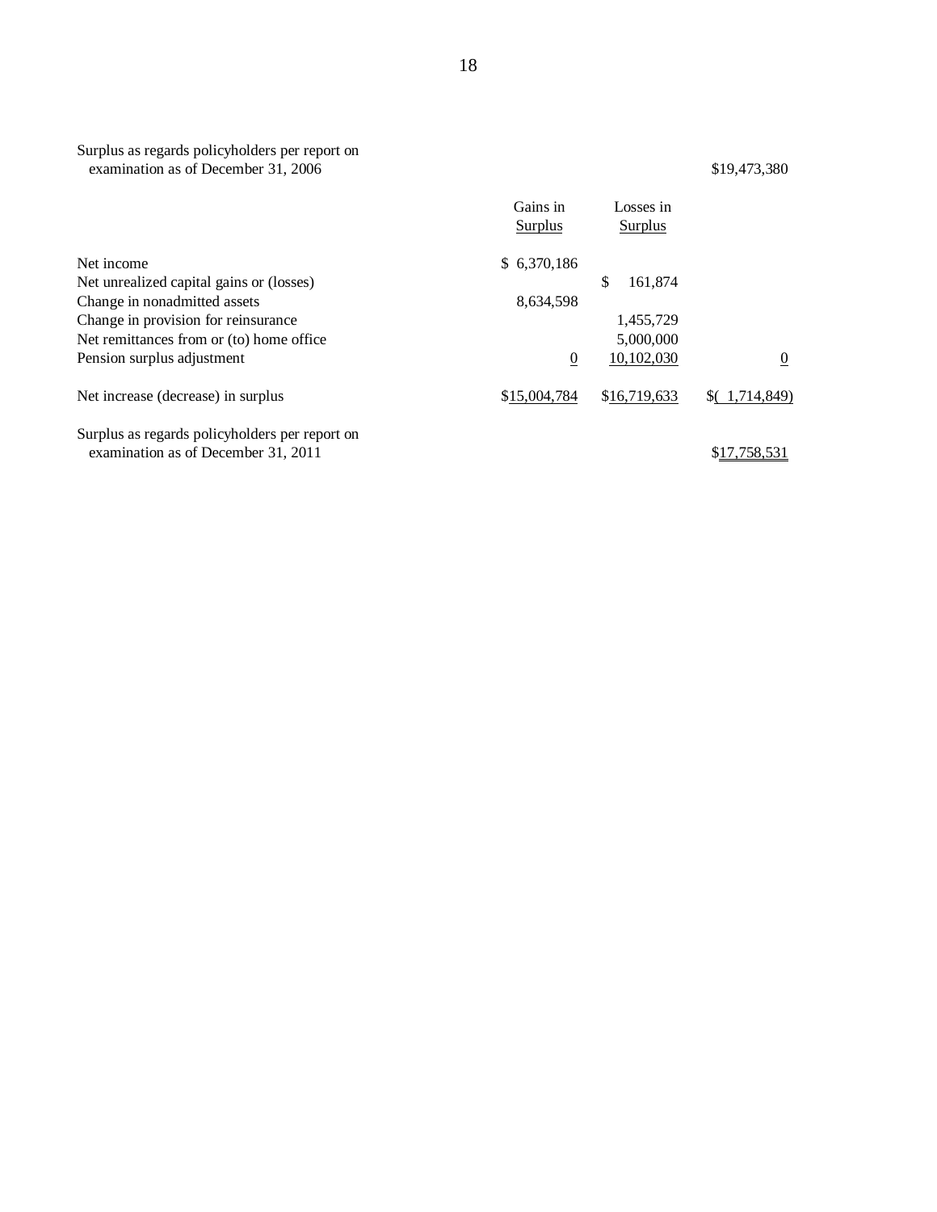| | Gains in Surplus | Losses in Surplus | |
|---|---|---|---|
| Surplus as regards policyholders per report on examination as of December 31, 2006 | | | $19,473,380 |
| Net income | $ 6,370,186 | | |
| Net unrealized capital gains or (losses) | | $ 161,874 | |
| Change in nonadmitted assets | 8,634,598 | | |
| Change in provision for reinsurance | | 1,455,729 | |
| Net remittances from or (to) home office | | 5,000,000 | |
| Pension surplus adjustment | 0 | 10,102,030 | 0 |
| Net increase (decrease) in surplus | $15,004,784 | $16,719,633 | $( 1,714,849) |
| Surplus as regards policyholders per report on examination as of December 31, 2011 | | | $17,758,531 |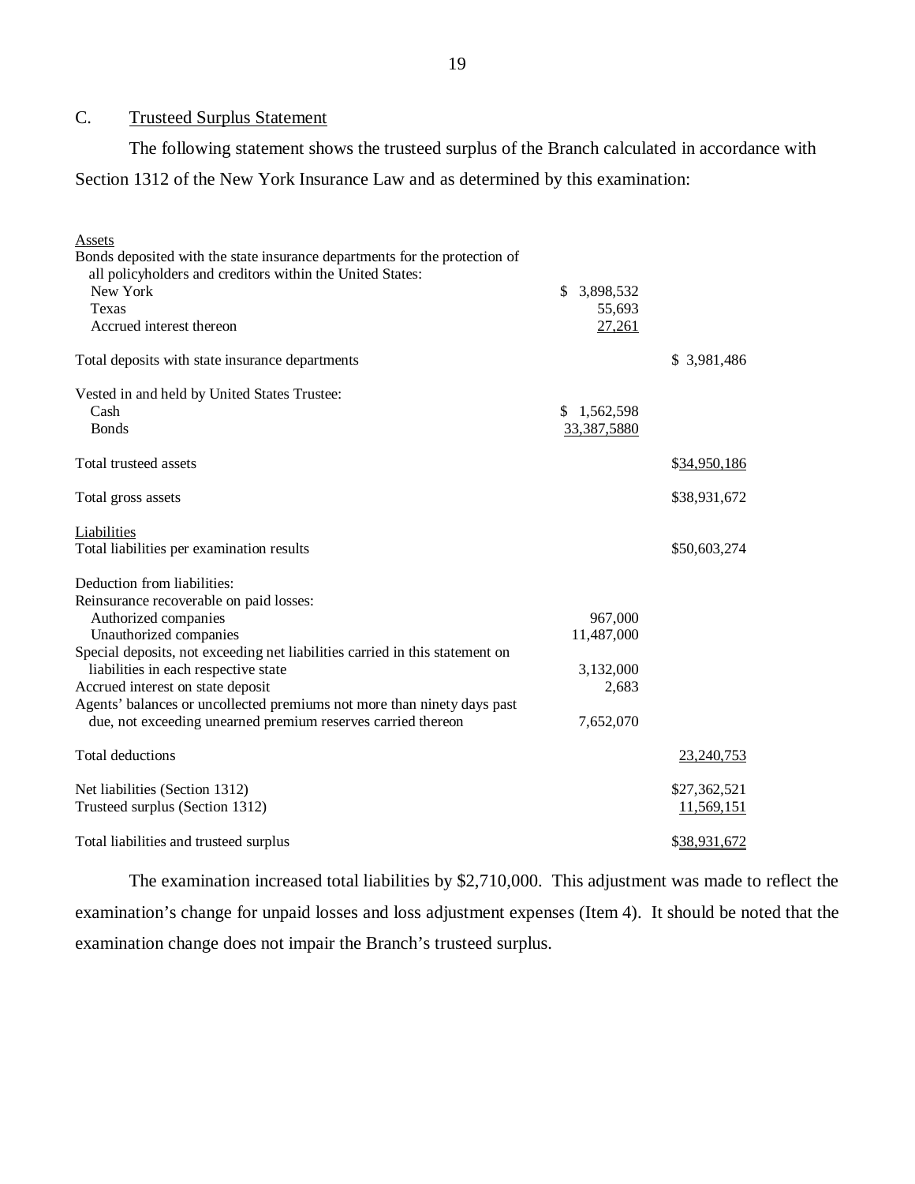## C. Trusteed Surplus Statement

The following statement shows the trusteed surplus of the Branch calculated in accordance with Section 1312 of the New York Insurance Law and as determined by this examination:

| | | |
|---|---|---|
| Assets | | |
| Bonds deposited with the state insurance departments for the protection of all policyholders and creditors within the United States: | | |
| New York | $ 3,898,532 | |
| Texas | 55,693 | |
| Accrued interest thereon | 27,261 | |
| Total deposits with state insurance departments | | $ 3,981,486 |
| Vested in and held by United States Trustee: | | |
| Cash | $ 1,562,598 | |
| Bonds | 33,387,5880 | |
| Total trusteed assets | | $34,950,186 |
| Total gross assets | | $38,931,672 |
| Liabilities | | |
| Total liabilities per examination results | | $50,603,274 |
| Deduction from liabilities: | | |
| Reinsurance recoverable on paid losses: | | |
| Authorized companies | 967,000 | |
| Unauthorized companies | 11,487,000 | |
| Special deposits, not exceeding net liabilities carried in this statement on liabilities in each respective state | 3,132,000 | |
| Accrued interest on state deposit | 2,683 | |
| Agents' balances or uncollected premiums not more than ninety days past due, not exceeding unearned premium reserves carried thereon | 7,652,070 | |
| Total deductions | | 23,240,753 |
| Net liabilities (Section 1312) | | $27,362,521 |
| Trusteed surplus (Section 1312) | | 11,569,151 |
| Total liabilities and trusteed surplus | | $38,931,672 |

The examination increased total liabilities by $2,710,000. This adjustment was made to reflect the examination's change for unpaid losses and loss adjustment expenses (Item 4). It should be noted that the examination change does not impair the Branch's trusteed surplus.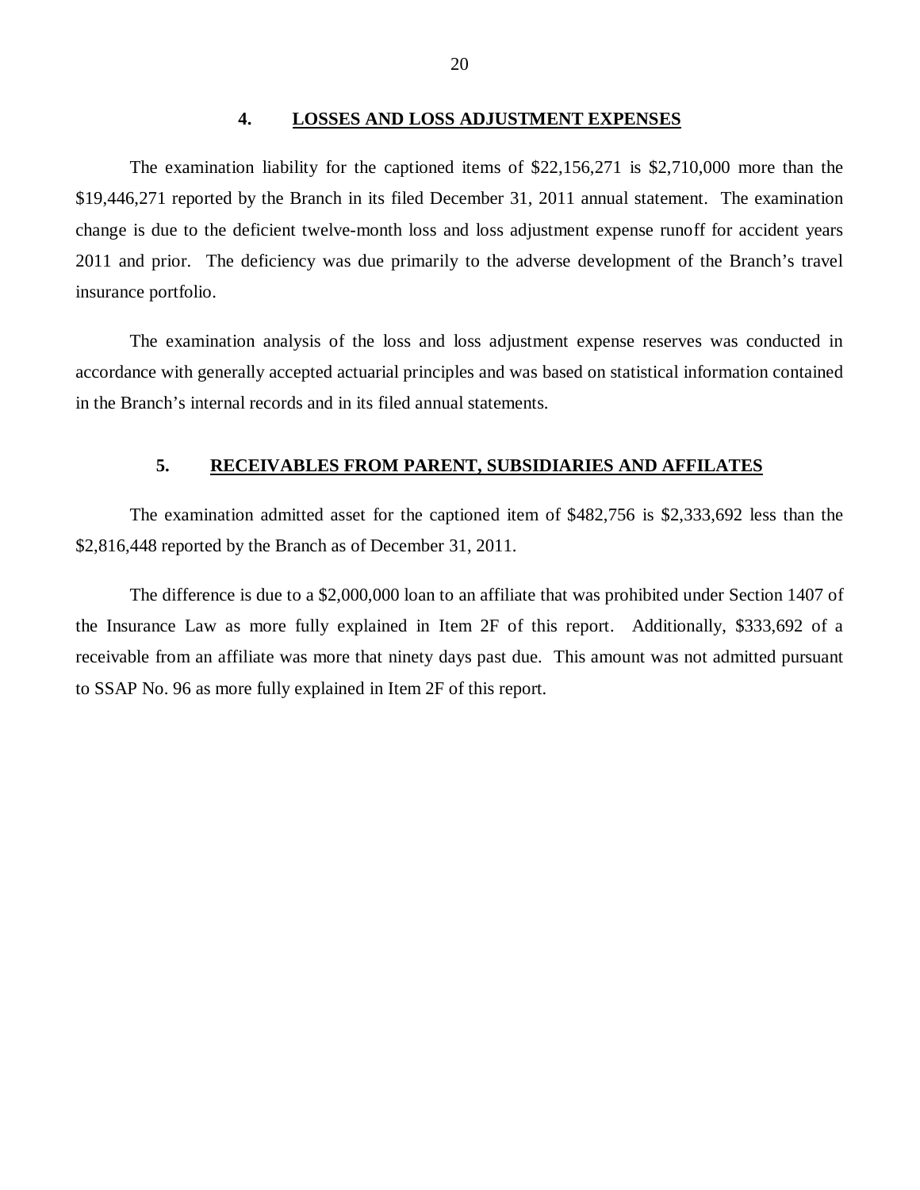## 4. LOSSES AND LOSS ADJUSTMENT EXPENSES

The examination liability for the captioned items of $22,156,271 is $2,710,000 more than the $19,446,271 reported by the Branch in its filed December 31, 2011 annual statement. The examination change is due to the deficient twelve-month loss and loss adjustment expense runoff for accident years 2011 and prior. The deficiency was due primarily to the adverse development of the Branch's travel insurance portfolio.

The examination analysis of the loss and loss adjustment expense reserves was conducted in accordance with generally accepted actuarial principles and was based on statistical information contained in the Branch's internal records and in its filed annual statements.

## 5. RECEIVABLES FROM PARENT, SUBSIDIARIES AND AFFILATES

The examination admitted asset for the captioned item of $482,756 is $2,333,692 less than the $2,816,448 reported by the Branch as of December 31, 2011.

The difference is due to a $2,000,000 loan to an affiliate that was prohibited under Section 1407 of the Insurance Law as more fully explained in Item 2F of this report. Additionally, $333,692 of a receivable from an affiliate was more that ninety days past due. This amount was not admitted pursuant to SSAP No. 96 as more fully explained in Item 2F of this report.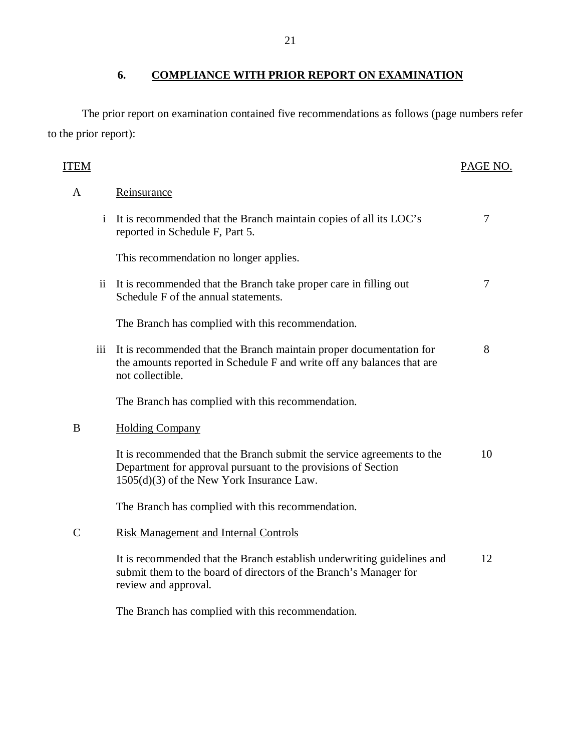## 6. COMPLIANCE WITH PRIOR REPORT ON EXAMINATION

The prior report on examination contained five recommendations as follows (page numbers refer to the prior report):

| ITEM | | | PAGE NO. |
|---|---|---|---|
| A | | Reinsurance | |
| | i | It is recommended that the Branch maintain copies of all its LOC's reported in Schedule F, Part 5. | 7 |
| | | This recommendation no longer applies. | |
| | ii | It is recommended that the Branch take proper care in filling out Schedule F of the annual statements. | 7 |
| | | The Branch has complied with this recommendation. | |
| | iii | It is recommended that the Branch maintain proper documentation for the amounts reported in Schedule F and write off any balances that are not collectible. | 8 |
| | | The Branch has complied with this recommendation. | |
| B | | Holding Company | |
| | | It is recommended that the Branch submit the service agreements to the Department for approval pursuant to the provisions of Section 1505(d)(3) of the New York Insurance Law. | 10 |
| | | The Branch has complied with this recommendation. | |
| C | | Risk Management and Internal Controls | |
| | | It is recommended that the Branch establish underwriting guidelines and submit them to the board of directors of the Branch's Manager for review and approval. | 12 |
| | | The Branch has complied with this recommendation. | |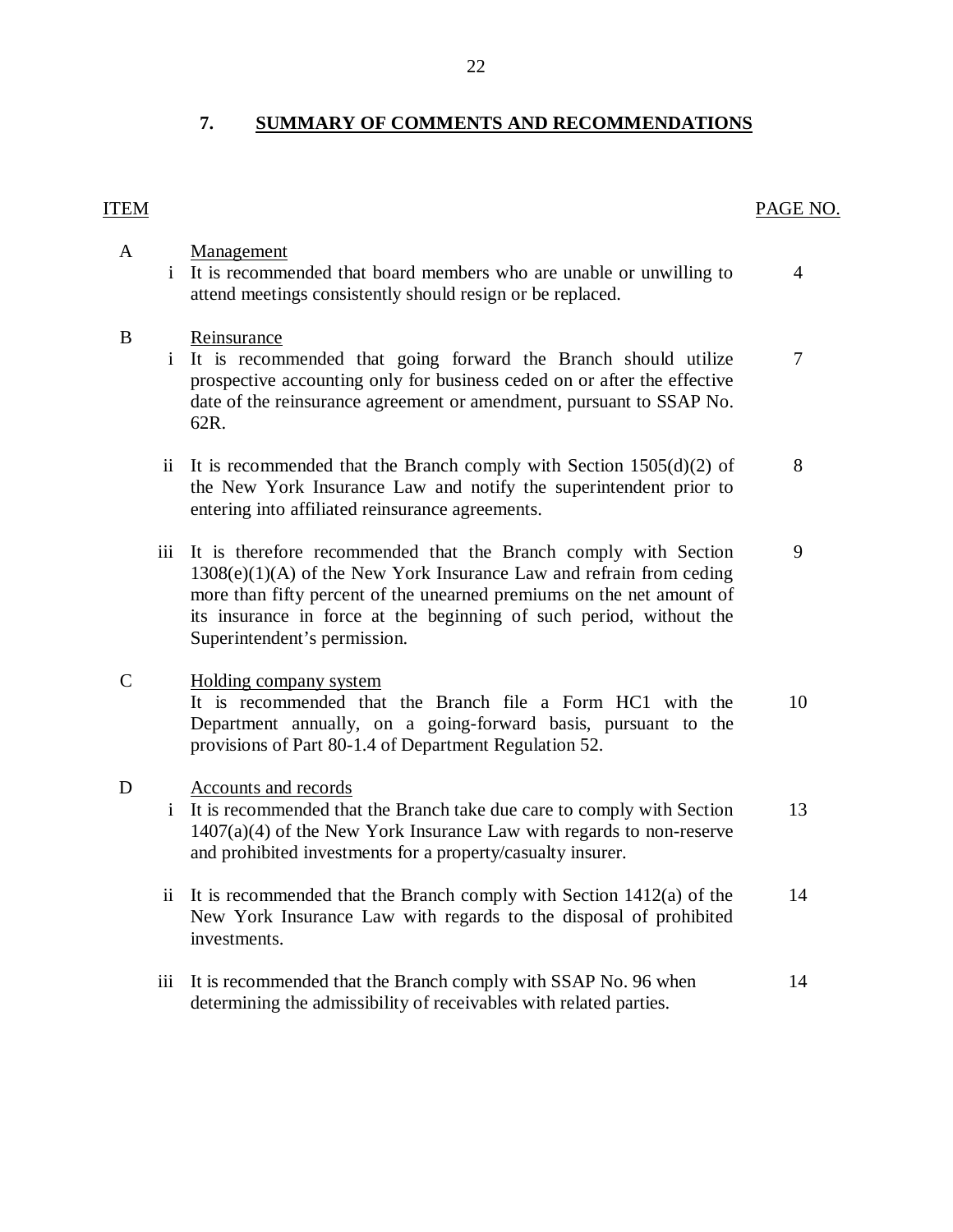## 7. SUMMARY OF COMMENTS AND RECOMMENDATIONS

| ITEM | | | PAGE NO. |
|---|---|---|---|
| A | | Management | |
| | i | It is recommended that board members who are unable or unwilling to attend meetings consistently should resign or be replaced. | 4 |
| B | | Reinsurance | |
| | i | It is recommended that going forward the Branch should utilize prospective accounting only for business ceded on or after the effective date of the reinsurance agreement or amendment, pursuant to SSAP No. 62R. | 7 |
| | ii | It is recommended that the Branch comply with Section 1505(d)(2) of the New York Insurance Law and notify the superintendent prior to entering into affiliated reinsurance agreements. | 8 |
| | iii | It is therefore recommended that the Branch comply with Section 1308(e)(1)(A) of the New York Insurance Law and refrain from ceding more than fifty percent of the unearned premiums on the net amount of its insurance in force at the beginning of such period, without the Superintendent's permission. | 9 |
| C | | Holding company system | |
| | | It is recommended that the Branch file a Form HC1 with the Department annually, on a going-forward basis, pursuant to the provisions of Part 80-1.4 of Department Regulation 52. | 10 |
| D | | Accounts and records | |
| | i | It is recommended that the Branch take due care to comply with Section 1407(a)(4) of the New York Insurance Law with regards to non-reserve and prohibited investments for a property/casualty insurer. | 13 |
| | ii | It is recommended that the Branch comply with Section 1412(a) of the New York Insurance Law with regards to the disposal of prohibited investments. | 14 |
| | iii | It is recommended that the Branch comply with SSAP No. 96 when determining the admissibility of receivables with related parties. | 14 |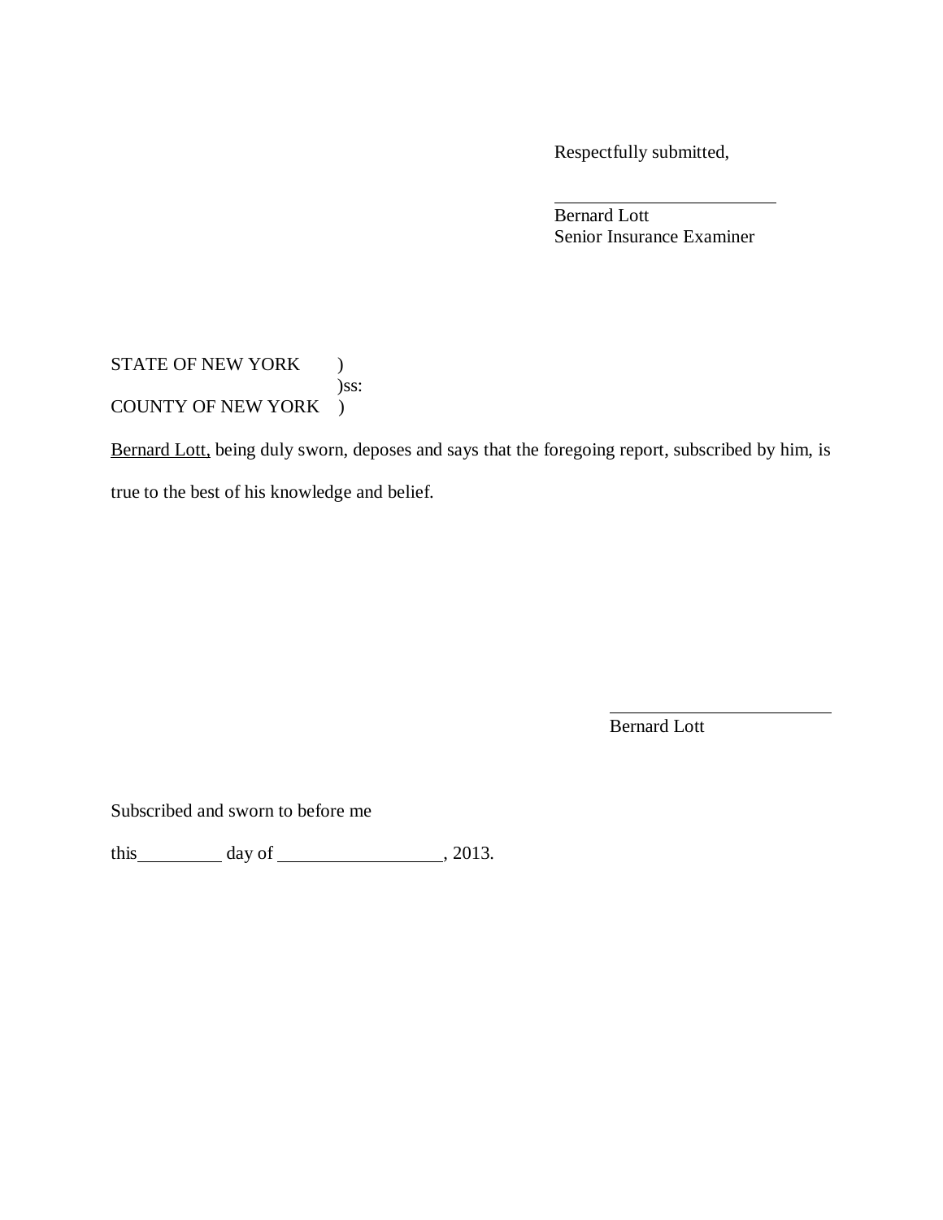Respectfully submitted,

\_\_\_\_\_\_\_\_\_\_\_\_\_\_\_\_\_\_\_\_\_\_\_\_

Bernard Lott
Senior Insurance Examiner

STATE OF NEW YORK )
)ss:
COUNTY OF NEW YORK )

<u>Bernard Lott,</u> being duly sworn, deposes and says that the foregoing report, subscribed by him, is true to the best of his knowledge and belief.

\_\_\_\_\_\_\_\_\_\_\_\_\_\_\_\_\_\_\_\_\_\_\_\_

Bernard Lott

Subscribed and sworn to before me

this\_\_\_\_\_\_\_\_\_ day of \_\_\_\_\_\_\_\_\_\_\_\_\_\_\_\_\_, 2013.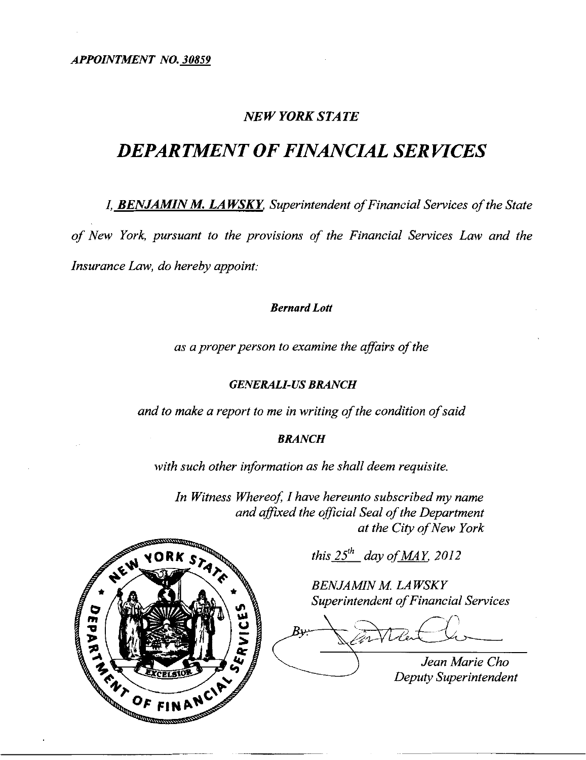*APPOINTMENT NO. 30859*

## *NEW YORK STATE*

# *DEPARTMENT OF FINANCIAL SERVICES*

*I, **BENJAMIN M. LAWSKY**, Superintendent of Financial Services of the State of New York, pursuant to the provisions of the Financial Services Law and the Insurance Law, do hereby appoint:*

***Bernard Lott***

*as a proper person to examine the affairs of the*

***GENERALI-US BRANCH***

*and to make a report to me in writing of the condition of said*

***BRANCH***

*with such other information as he shall deem requisite.*

*In Witness Whereof, I have hereunto subscribed my name and affixed the official Seal of the Department at the City of New York*

*this 25th day of MAY, 2012*

*BENJAMIN M. LAWSKY*
*Superintendent of Financial Services*

By: 

*Jean Marie Cho*
*Deputy Superintendent*

NEW YORK STATE DEPARTMENT OF FINANCIAL SERVICES
EXCELSIOR